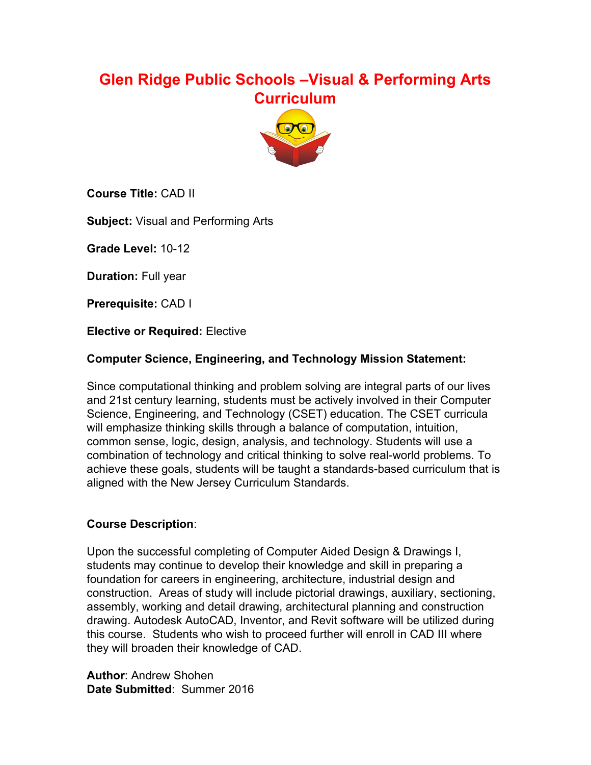# Glen Ridge Public Schools –Visual & Performing Arts Curriculum

**Course Title:** CAD II

**Subject:** Visual and Performing Arts

**Grade Level:** 10-12

**Duration:** Full year

**Prerequisite:** CAD I

**Elective or Required:** Elective

**Computer Science, Engineering, and Technology Mission Statement:**

Since computational thinking and problem solving are integral parts of our lives and 21st century learning, students must be actively involved in their Computer Science, Engineering, and Technology (CSET) education. The CSET curricula will emphasize thinking skills through a balance of computation, intuition, common sense, logic, design, analysis, and technology. Students will use a combination of technology and critical thinking to solve real-world problems. To achieve these goals, students will be taught a standards-based curriculum that is aligned with the New Jersey Curriculum Standards.

**Course Description**:

Upon the successful completing of Computer Aided Design & Drawings I, students may continue to develop their knowledge and skill in preparing a foundation for careers in engineering, architecture, industrial design and construction. Areas of study will include pictorial drawings, auxiliary, sectioning, assembly, working and detail drawing, architectural planning and construction drawing. Autodesk AutoCAD, Inventor, and Revit software will be utilized during this course. Students who wish to proceed further will enroll in CAD III where they will broaden their knowledge of CAD.

**Author**: Andrew Shohen
**Date Submitted**: Summer 2016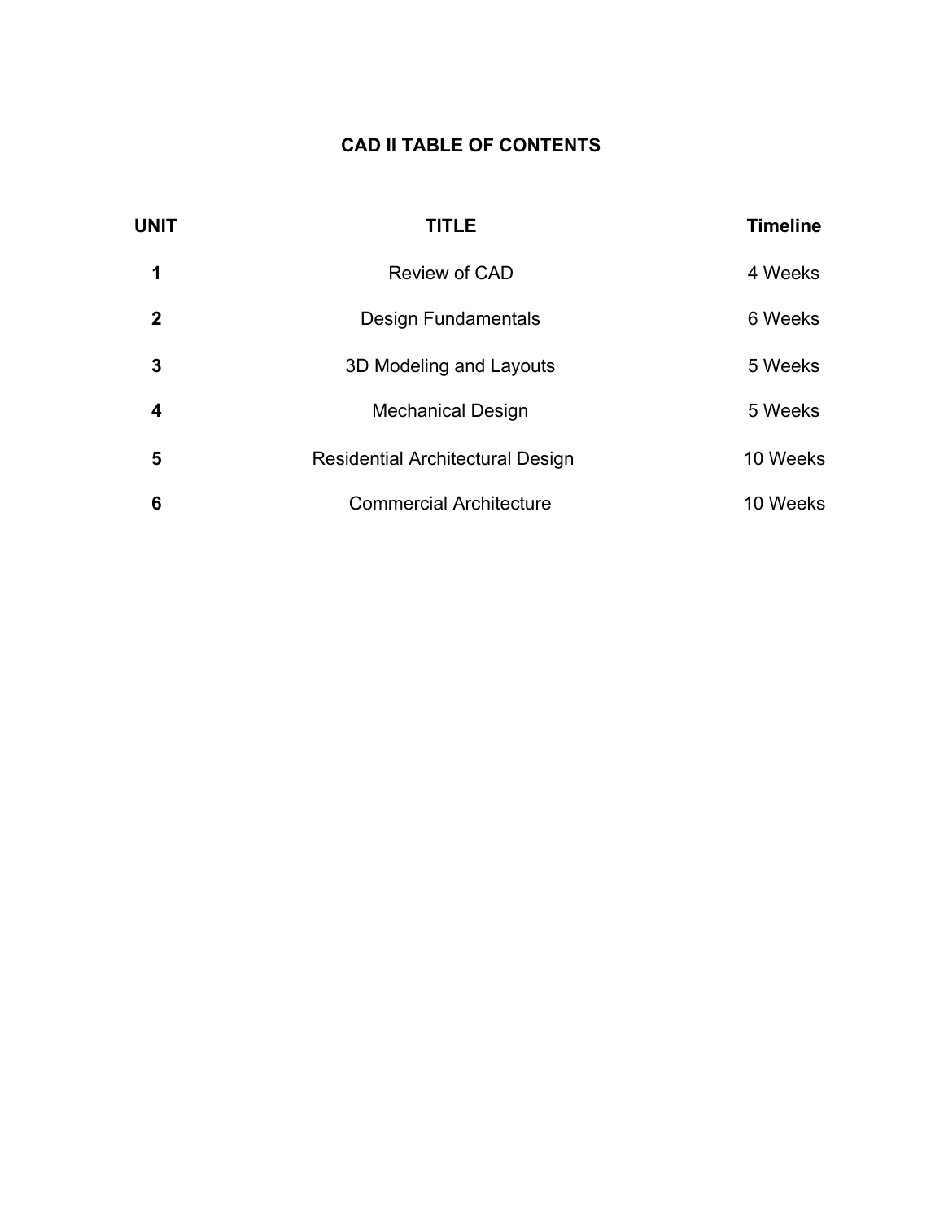# CAD II TABLE OF CONTENTS

| UNIT | TITLE | Timeline |
| --- | --- | --- |
| **1** | Review of CAD | 4 Weeks |
| **2** | Design Fundamentals | 6 Weeks |
| **3** | 3D Modeling and Layouts | 5 Weeks |
| **4** | Mechanical Design | 5 Weeks |
| **5** | Residential Architectural Design | 10 Weeks |
| **6** | Commercial Architecture | 10 Weeks |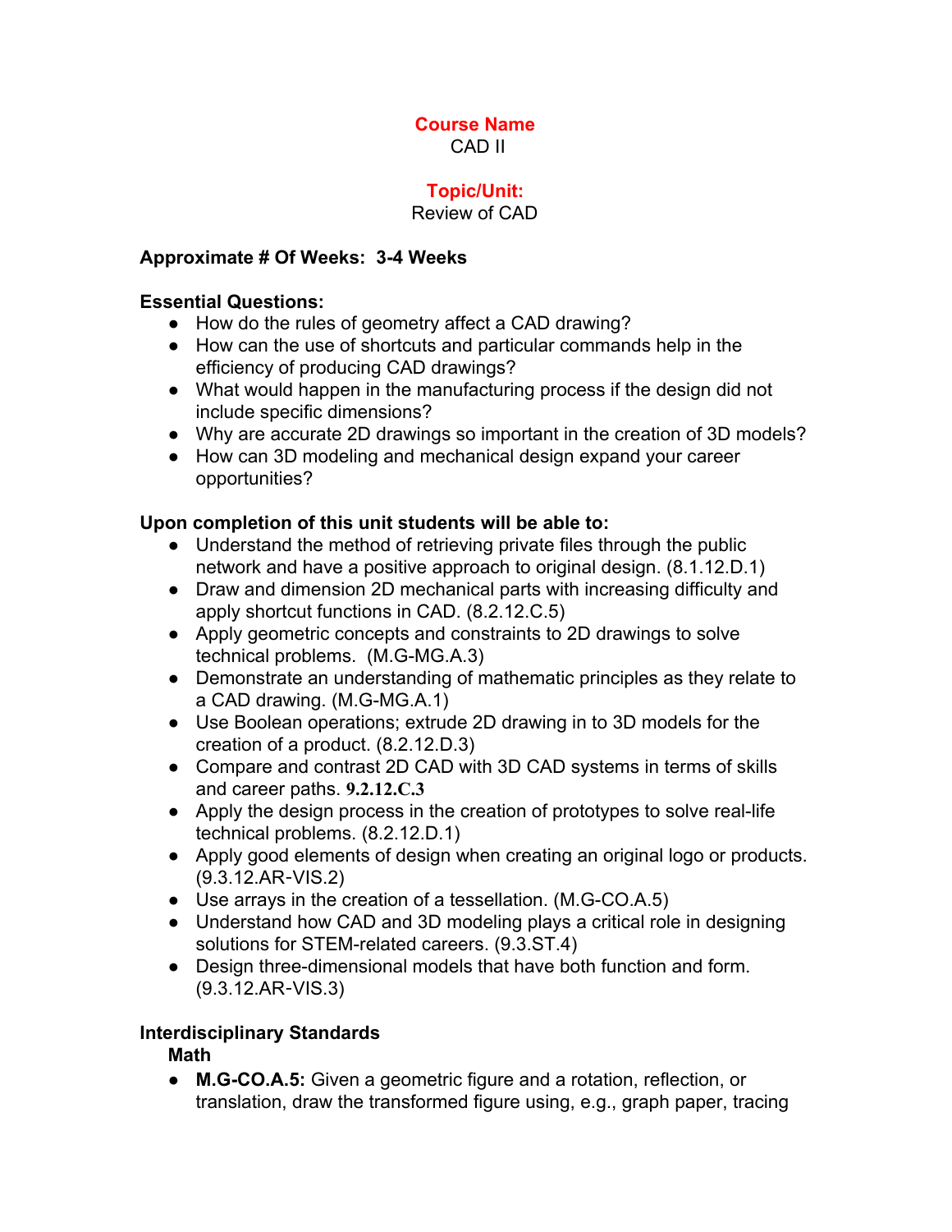**Course Name**

CAD II

**Topic/Unit:**

Review of CAD

**Approximate # Of Weeks: 3-4 Weeks**

**Essential Questions:**

- How do the rules of geometry affect a CAD drawing?
- How can the use of shortcuts and particular commands help in the efficiency of producing CAD drawings?
- What would happen in the manufacturing process if the design did not include specific dimensions?
- Why are accurate 2D drawings so important in the creation of 3D models?
- How can 3D modeling and mechanical design expand your career opportunities?

**Upon completion of this unit students will be able to:**

- Understand the method of retrieving private files through the public network and have a positive approach to original design. (8.1.12.D.1)
- Draw and dimension 2D mechanical parts with increasing difficulty and apply shortcut functions in CAD. (8.2.12.C.5)
- Apply geometric concepts and constraints to 2D drawings to solve technical problems. (M.G-MG.A.3)
- Demonstrate an understanding of mathematic principles as they relate to a CAD drawing. (M.G-MG.A.1)
- Use Boolean operations; extrude 2D drawing in to 3D models for the creation of a product. (8.2.12.D.3)
- Compare and contrast 2D CAD with 3D CAD systems in terms of skills and career paths. **9.2.12.C.3**
- Apply the design process in the creation of prototypes to solve real-life technical problems. (8.2.12.D.1)
- Apply good elements of design when creating an original logo or products. (9.3.12.AR-VIS.2)
- Use arrays in the creation of a tessellation. (M.G-CO.A.5)
- Understand how CAD and 3D modeling plays a critical role in designing solutions for STEM-related careers. (9.3.ST.4)
- Design three-dimensional models that have both function and form. (9.3.12.AR-VIS.3)

**Interdisciplinary Standards**

**Math**

- **M.G-CO.A.5:** Given a geometric figure and a rotation, reflection, or translation, draw the transformed figure using, e.g., graph paper, tracing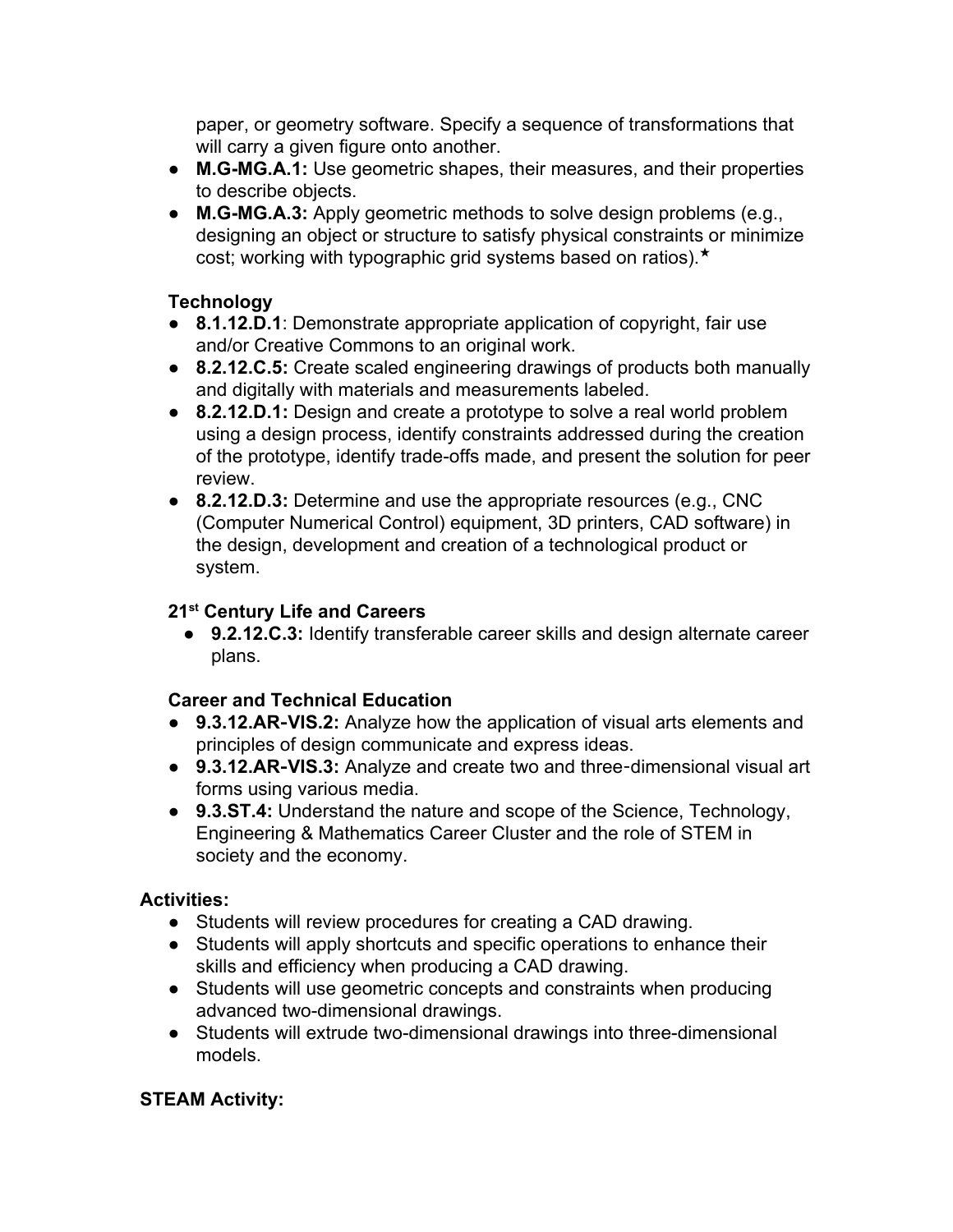paper, or geometry software. Specify a sequence of transformations that will carry a given figure onto another.

- **M.G-MG.A.1:** Use geometric shapes, their measures, and their properties to describe objects.
- **M.G-MG.A.3:** Apply geometric methods to solve design problems (e.g., designing an object or structure to satisfy physical constraints or minimize cost; working with typographic grid systems based on ratios).★

**Technology**

- **8.1.12.D.1**: Demonstrate appropriate application of copyright, fair use and/or Creative Commons to an original work.
- **8.2.12.C.5:** Create scaled engineering drawings of products both manually and digitally with materials and measurements labeled.
- **8.2.12.D.1:** Design and create a prototype to solve a real world problem using a design process, identify constraints addressed during the creation of the prototype, identify trade-offs made, and present the solution for peer review.
- **8.2.12.D.3:** Determine and use the appropriate resources (e.g., CNC (Computer Numerical Control) equipment, 3D printers, CAD software) in the design, development and creation of a technological product or system.

**21st Century Life and Careers**

- **9.2.12.C.3:** Identify transferable career skills and design alternate career plans.

**Career and Technical Education**

- **9.3.12.AR-VIS.2:** Analyze how the application of visual arts elements and principles of design communicate and express ideas.
- **9.3.12.AR-VIS.3:** Analyze and create two and three-dimensional visual art forms using various media.
- **9.3.ST.4:** Understand the nature and scope of the Science, Technology, Engineering & Mathematics Career Cluster and the role of STEM in society and the economy.

**Activities:**

- Students will review procedures for creating a CAD drawing.
- Students will apply shortcuts and specific operations to enhance their skills and efficiency when producing a CAD drawing.
- Students will use geometric concepts and constraints when producing advanced two-dimensional drawings.
- Students will extrude two-dimensional drawings into three-dimensional models.

**STEAM Activity:**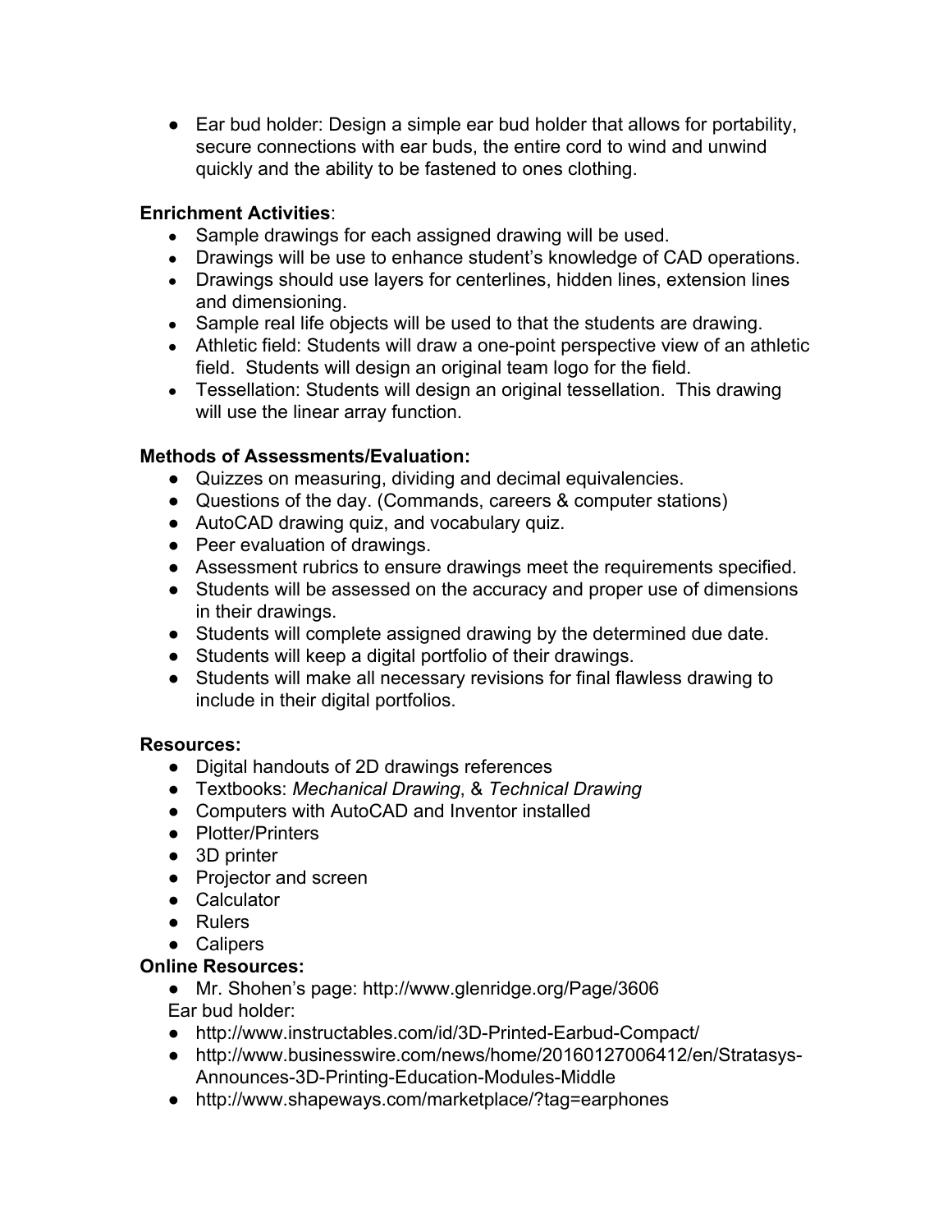- Ear bud holder: Design a simple ear bud holder that allows for portability, secure connections with ear buds, the entire cord to wind and unwind quickly and the ability to be fastened to ones clothing.

**Enrichment Activities**:

- Sample drawings for each assigned drawing will be used.
- Drawings will be use to enhance student's knowledge of CAD operations.
- Drawings should use layers for centerlines, hidden lines, extension lines and dimensioning.
- Sample real life objects will be used to that the students are drawing.
- Athletic field: Students will draw a one-point perspective view of an athletic field. Students will design an original team logo for the field.
- Tessellation: Students will design an original tessellation. This drawing will use the linear array function.

**Methods of Assessments/Evaluation:**

- Quizzes on measuring, dividing and decimal equivalencies.
- Questions of the day. (Commands, careers & computer stations)
- AutoCAD drawing quiz, and vocabulary quiz.
- Peer evaluation of drawings.
- Assessment rubrics to ensure drawings meet the requirements specified.
- Students will be assessed on the accuracy and proper use of dimensions in their drawings.
- Students will complete assigned drawing by the determined due date.
- Students will keep a digital portfolio of their drawings.
- Students will make all necessary revisions for final flawless drawing to include in their digital portfolios.

**Resources:**

- Digital handouts of 2D drawings references
- Textbooks: *Mechanical Drawing*, & *Technical Drawing*
- Computers with AutoCAD and Inventor installed
- Plotter/Printers
- 3D printer
- Projector and screen
- Calculator
- Rulers
- Calipers

**Online Resources:**

- Mr. Shohen's page: http://www.glenridge.org/Page/3606

Ear bud holder:

- http://www.instructables.com/id/3D-Printed-Earbud-Compact/
- http://www.businesswire.com/news/home/20160127006412/en/Stratasys-Announces-3D-Printing-Education-Modules-Middle
- http://www.shapeways.com/marketplace/?tag=earphones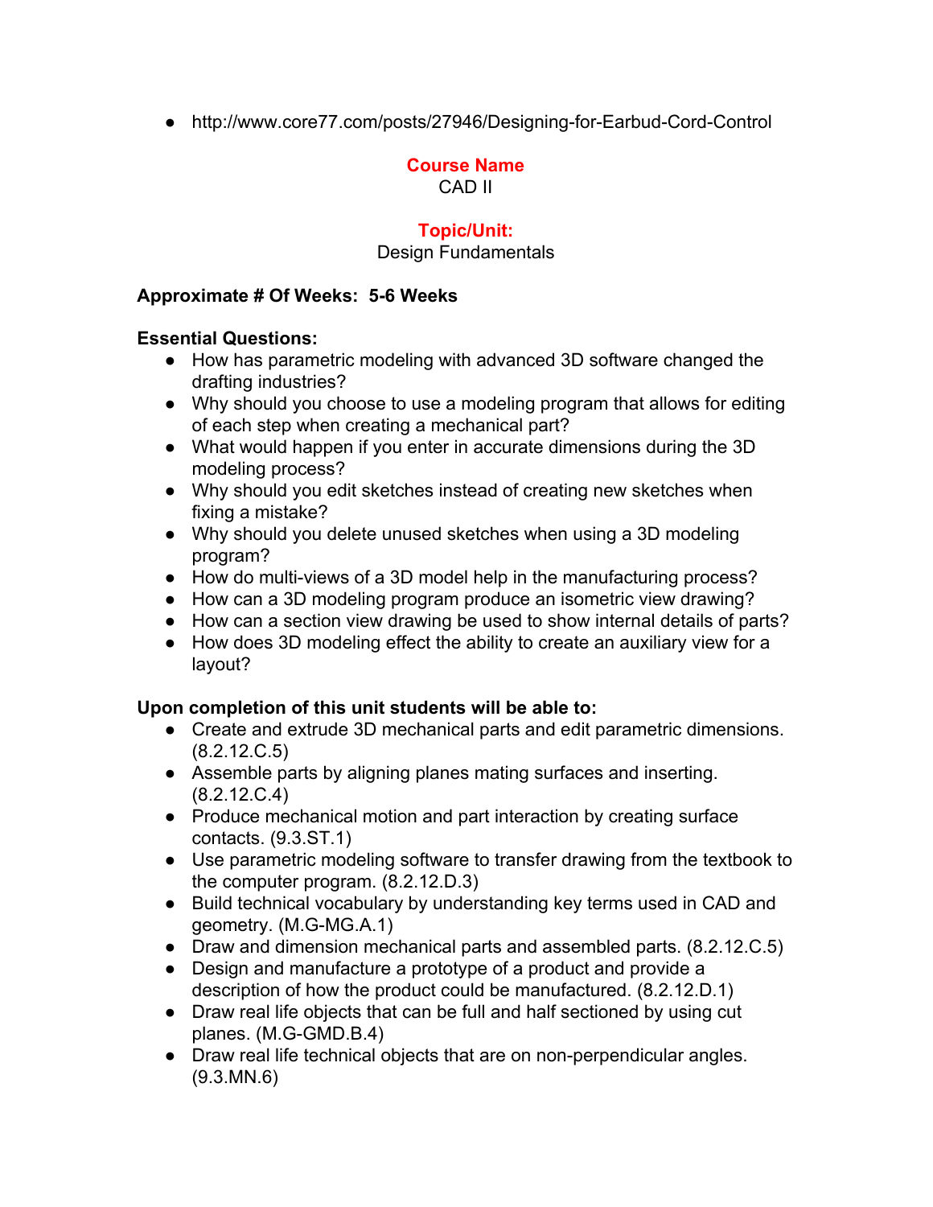- http://www.core77.com/posts/27946/Designing-for-Earbud-Cord-Control

**Course Name**

CAD II

**Topic/Unit:**

Design Fundamentals

**Approximate # Of Weeks: 5-6 Weeks**

**Essential Questions:**

- How has parametric modeling with advanced 3D software changed the drafting industries?
- Why should you choose to use a modeling program that allows for editing of each step when creating a mechanical part?
- What would happen if you enter in accurate dimensions during the 3D modeling process?
- Why should you edit sketches instead of creating new sketches when fixing a mistake?
- Why should you delete unused sketches when using a 3D modeling program?
- How do multi-views of a 3D model help in the manufacturing process?
- How can a 3D modeling program produce an isometric view drawing?
- How can a section view drawing be used to show internal details of parts?
- How does 3D modeling effect the ability to create an auxiliary view for a layout?

**Upon completion of this unit students will be able to:**

- Create and extrude 3D mechanical parts and edit parametric dimensions. (8.2.12.C.5)
- Assemble parts by aligning planes mating surfaces and inserting. (8.2.12.C.4)
- Produce mechanical motion and part interaction by creating surface contacts. (9.3.ST.1)
- Use parametric modeling software to transfer drawing from the textbook to the computer program. (8.2.12.D.3)
- Build technical vocabulary by understanding key terms used in CAD and geometry. (M.G-MG.A.1)
- Draw and dimension mechanical parts and assembled parts. (8.2.12.C.5)
- Design and manufacture a prototype of a product and provide a description of how the product could be manufactured. (8.2.12.D.1)
- Draw real life objects that can be full and half sectioned by using cut planes. (M.G-GMD.B.4)
- Draw real life technical objects that are on non-perpendicular angles. (9.3.MN.6)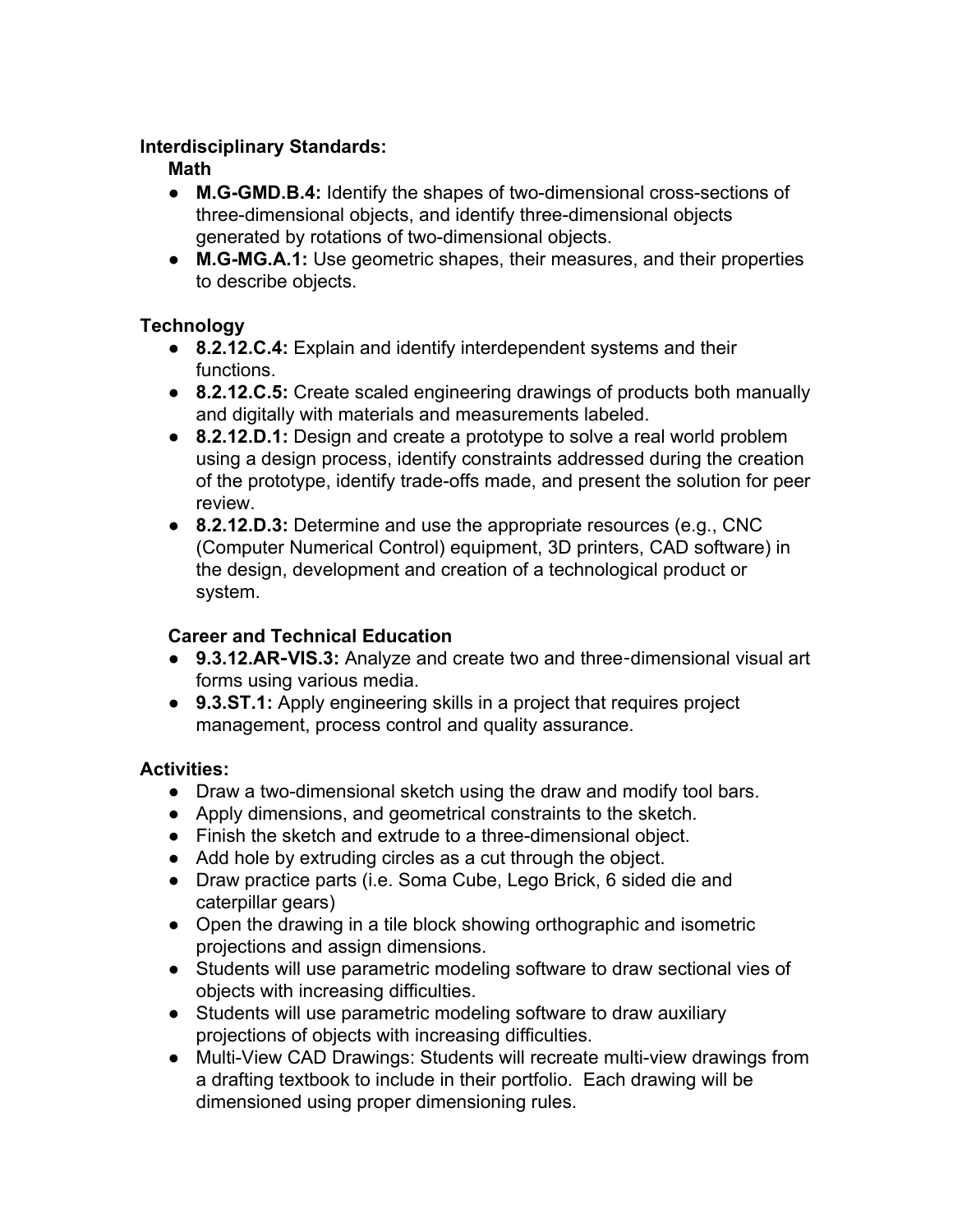**Interdisciplinary Standards:**

**Math**

- **M.G-GMD.B.4:** Identify the shapes of two-dimensional cross-sections of three-dimensional objects, and identify three-dimensional objects generated by rotations of two-dimensional objects.
- **M.G-MG.A.1:** Use geometric shapes, their measures, and their properties to describe objects.

**Technology**

- **8.2.12.C.4:** Explain and identify interdependent systems and their functions.
- **8.2.12.C.5:** Create scaled engineering drawings of products both manually and digitally with materials and measurements labeled.
- **8.2.12.D.1:** Design and create a prototype to solve a real world problem using a design process, identify constraints addressed during the creation of the prototype, identify trade-offs made, and present the solution for peer review.
- **8.2.12.D.3:** Determine and use the appropriate resources (e.g., CNC (Computer Numerical Control) equipment, 3D printers, CAD software) in the design, development and creation of a technological product or system.

**Career and Technical Education**

- **9.3.12.AR-VIS.3:** Analyze and create two and three-dimensional visual art forms using various media.
- **9.3.ST.1:** Apply engineering skills in a project that requires project management, process control and quality assurance.

**Activities:**

- Draw a two-dimensional sketch using the draw and modify tool bars.
- Apply dimensions, and geometrical constraints to the sketch.
- Finish the sketch and extrude to a three-dimensional object.
- Add hole by extruding circles as a cut through the object.
- Draw practice parts (i.e. Soma Cube, Lego Brick, 6 sided die and caterpillar gears)
- Open the drawing in a tile block showing orthographic and isometric projections and assign dimensions.
- Students will use parametric modeling software to draw sectional vies of objects with increasing difficulties.
- Students will use parametric modeling software to draw auxiliary projections of objects with increasing difficulties.
- Multi-View CAD Drawings: Students will recreate multi-view drawings from a drafting textbook to include in their portfolio. Each drawing will be dimensioned using proper dimensioning rules.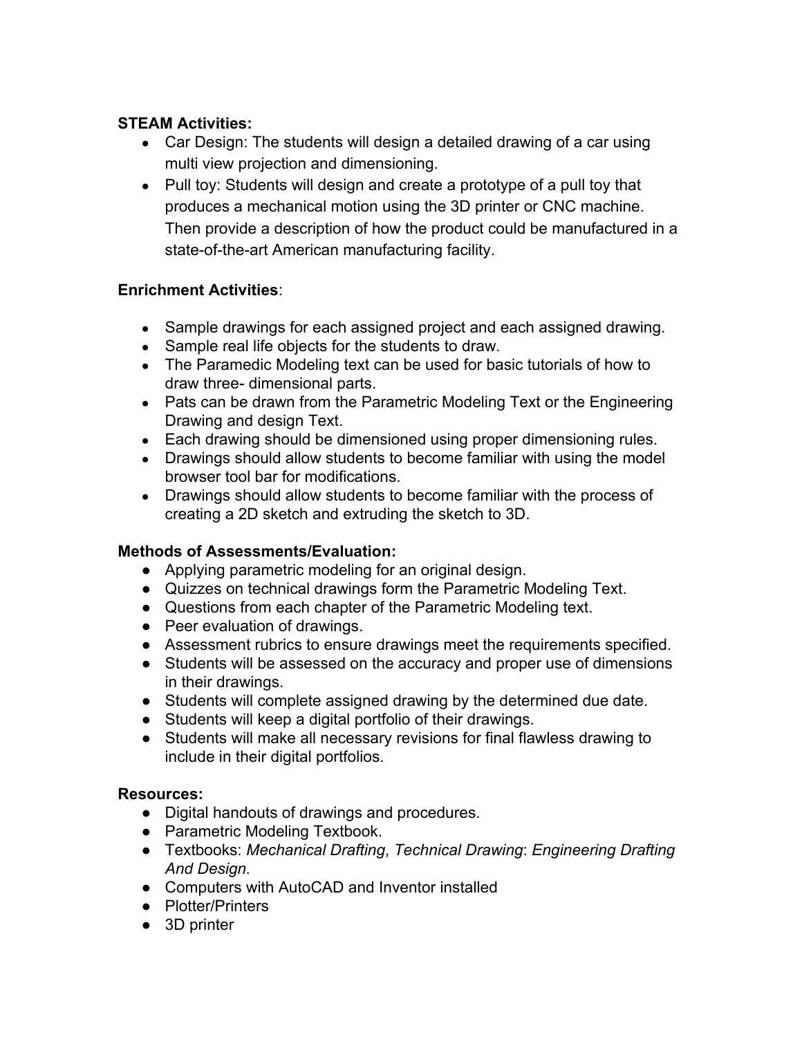**STEAM Activities:**

- Car Design: The students will design a detailed drawing of a car using multi view projection and dimensioning.
- Pull toy: Students will design and create a prototype of a pull toy that produces a mechanical motion using the 3D printer or CNC machine. Then provide a description of how the product could be manufactured in a state-of-the-art American manufacturing facility.

**Enrichment Activities**:

- Sample drawings for each assigned project and each assigned drawing.
- Sample real life objects for the students to draw.
- The Paramedic Modeling text can be used for basic tutorials of how to draw three- dimensional parts.
- Pats can be drawn from the Parametric Modeling Text or the Engineering Drawing and design Text.
- Each drawing should be dimensioned using proper dimensioning rules.
- Drawings should allow students to become familiar with using the model browser tool bar for modifications.
- Drawings should allow students to become familiar with the process of creating a 2D sketch and extruding the sketch to 3D.

**Methods of Assessments/Evaluation:**

- Applying parametric modeling for an original design.
- Quizzes on technical drawings form the Parametric Modeling Text.
- Questions from each chapter of the Parametric Modeling text.
- Peer evaluation of drawings.
- Assessment rubrics to ensure drawings meet the requirements specified.
- Students will be assessed on the accuracy and proper use of dimensions in their drawings.
- Students will complete assigned drawing by the determined due date.
- Students will keep a digital portfolio of their drawings.
- Students will make all necessary revisions for final flawless drawing to include in their digital portfolios.

**Resources:**

- Digital handouts of drawings and procedures.
- Parametric Modeling Textbook.
- Textbooks: *Mechanical Drafting*, *Technical Drawing*: *Engineering Drafting And Design.*
- Computers with AutoCAD and Inventor installed
- Plotter/Printers
- 3D printer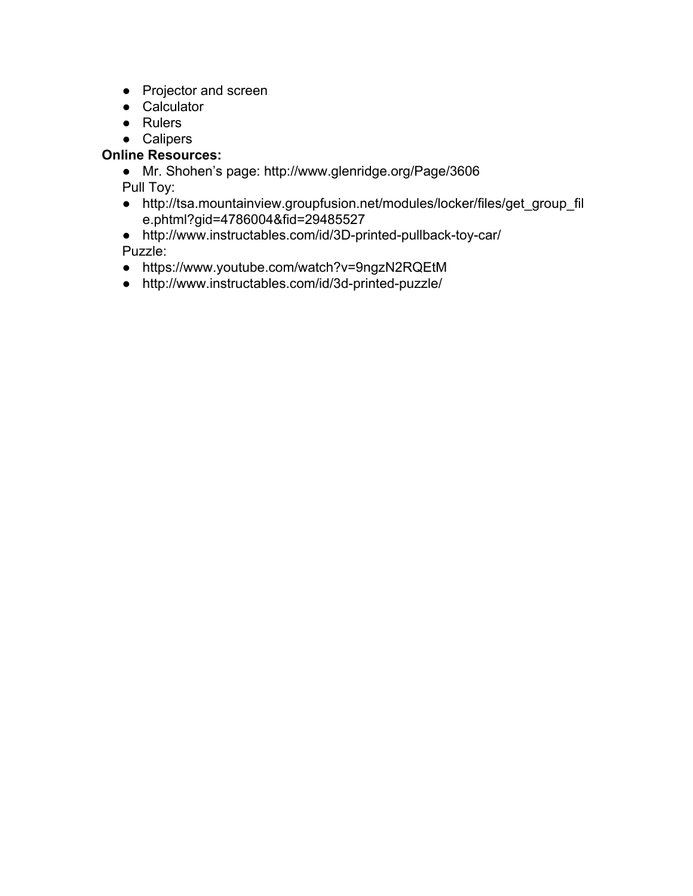- Projector and screen
- Calculator
- Rulers
- Calipers

**Online Resources:**

- Mr. Shohen's page: http://www.glenridge.org/Page/3606

Pull Toy:

- http://tsa.mountainview.groupfusion.net/modules/locker/files/get_group_file.phtml?gid=4786004&fid=29485527
- http://www.instructables.com/id/3D-printed-pullback-toy-car/

Puzzle:

- https://www.youtube.com/watch?v=9ngzN2RQEtM
- http://www.instructables.com/id/3d-printed-puzzle/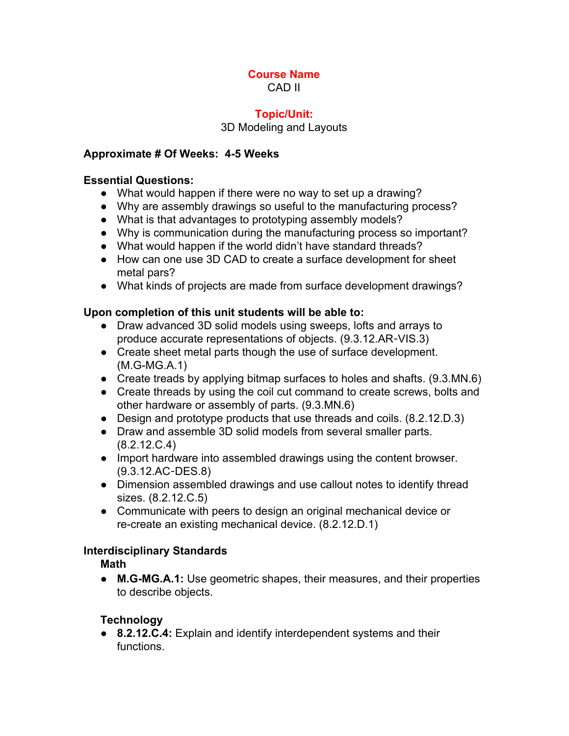**Course Name**

CAD II

**Topic/Unit:**

3D Modeling and Layouts

**Approximate # Of Weeks: 4-5 Weeks**

**Essential Questions:**

- What would happen if there were no way to set up a drawing?
- Why are assembly drawings so useful to the manufacturing process?
- What is that advantages to prototyping assembly models?
- Why is communication during the manufacturing process so important?
- What would happen if the world didn't have standard threads?
- How can one use 3D CAD to create a surface development for sheet metal pars?
- What kinds of projects are made from surface development drawings?

**Upon completion of this unit students will be able to:**

- Draw advanced 3D solid models using sweeps, lofts and arrays to produce accurate representations of objects. (9.3.12.AR-VIS.3)
- Create sheet metal parts though the use of surface development. (M.G-MG.A.1)
- Create treads by applying bitmap surfaces to holes and shafts. (9.3.MN.6)
- Create threads by using the coil cut command to create screws, bolts and other hardware or assembly of parts. (9.3.MN.6)
- Design and prototype products that use threads and coils. (8.2.12.D.3)
- Draw and assemble 3D solid models from several smaller parts. (8.2.12.C.4)
- Import hardware into assembled drawings using the content browser. (9.3.12.AC-DES.8)
- Dimension assembled drawings and use callout notes to identify thread sizes. (8.2.12.C.5)
- Communicate with peers to design an original mechanical device or re-create an existing mechanical device. (8.2.12.D.1)

**Interdisciplinary Standards**

**Math**

- **M.G-MG.A.1:** Use geometric shapes, their measures, and their properties to describe objects.

**Technology**

- **8.2.12.C.4:** Explain and identify interdependent systems and their functions.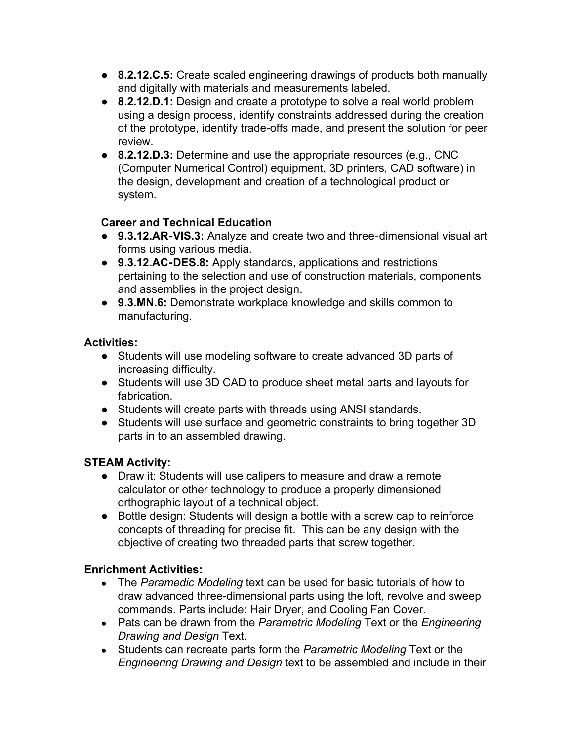- **8.2.12.C.5:** Create scaled engineering drawings of products both manually and digitally with materials and measurements labeled.
- **8.2.12.D.1:** Design and create a prototype to solve a real world problem using a design process, identify constraints addressed during the creation of the prototype, identify trade-offs made, and present the solution for peer review.
- **8.2.12.D.3:** Determine and use the appropriate resources (e.g., CNC (Computer Numerical Control) equipment, 3D printers, CAD software) in the design, development and creation of a technological product or system.

**Career and Technical Education**

- **9.3.12.AR-VIS.3:** Analyze and create two and three-dimensional visual art forms using various media.
- **9.3.12.AC-DES.8:** Apply standards, applications and restrictions pertaining to the selection and use of construction materials, components and assemblies in the project design.
- **9.3.MN.6:** Demonstrate workplace knowledge and skills common to manufacturing.

**Activities:**

- Students will use modeling software to create advanced 3D parts of increasing difficulty.
- Students will use 3D CAD to produce sheet metal parts and layouts for fabrication.
- Students will create parts with threads using ANSI standards.
- Students will use surface and geometric constraints to bring together 3D parts in to an assembled drawing.

**STEAM Activity:**

- Draw it: Students will use calipers to measure and draw a remote calculator or other technology to produce a properly dimensioned orthographic layout of a technical object.
- Bottle design: Students will design a bottle with a screw cap to reinforce concepts of threading for precise fit. This can be any design with the objective of creating two threaded parts that screw together.

**Enrichment Activities:**

- The *Paramedic Modeling* text can be used for basic tutorials of how to draw advanced three-dimensional parts using the loft, revolve and sweep commands. Parts include: Hair Dryer, and Cooling Fan Cover.
- Pats can be drawn from the *Parametric Modeling* Text or the *Engineering Drawing and Design* Text.
- Students can recreate parts form the *Parametric Modeling* Text or the *Engineering Drawing and Design* text to be assembled and include in their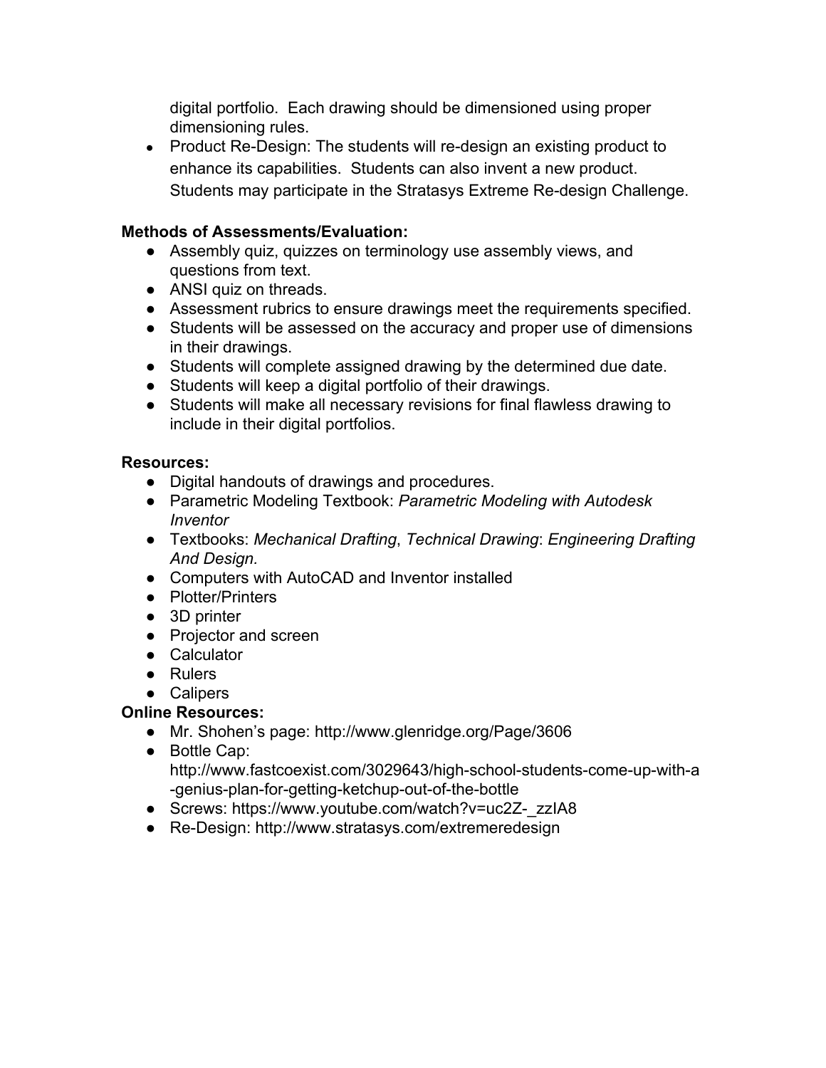digital portfolio. Each drawing should be dimensioned using proper dimensioning rules.

- Product Re-Design: The students will re-design an existing product to enhance its capabilities. Students can also invent a new product. Students may participate in the Stratasys Extreme Re-design Challenge.

**Methods of Assessments/Evaluation:**

- Assembly quiz, quizzes on terminology use assembly views, and questions from text.
- ANSI quiz on threads.
- Assessment rubrics to ensure drawings meet the requirements specified.
- Students will be assessed on the accuracy and proper use of dimensions in their drawings.
- Students will complete assigned drawing by the determined due date.
- Students will keep a digital portfolio of their drawings.
- Students will make all necessary revisions for final flawless drawing to include in their digital portfolios.

**Resources:**

- Digital handouts of drawings and procedures.
- Parametric Modeling Textbook: *Parametric Modeling with Autodesk Inventor*
- Textbooks: *Mechanical Drafting*, *Technical Drawing*: *Engineering Drafting And Design.*
- Computers with AutoCAD and Inventor installed
- Plotter/Printers
- 3D printer
- Projector and screen
- Calculator
- Rulers
- Calipers

**Online Resources:**

- Mr. Shohen's page: http://www.glenridge.org/Page/3606
- Bottle Cap: http://www.fastcoexist.com/3029643/high-school-students-come-up-with-a-genius-plan-for-getting-ketchup-out-of-the-bottle
- Screws: https://www.youtube.com/watch?v=uc2Z-_zzIA8
- Re-Design: http://www.stratasys.com/extremeredesign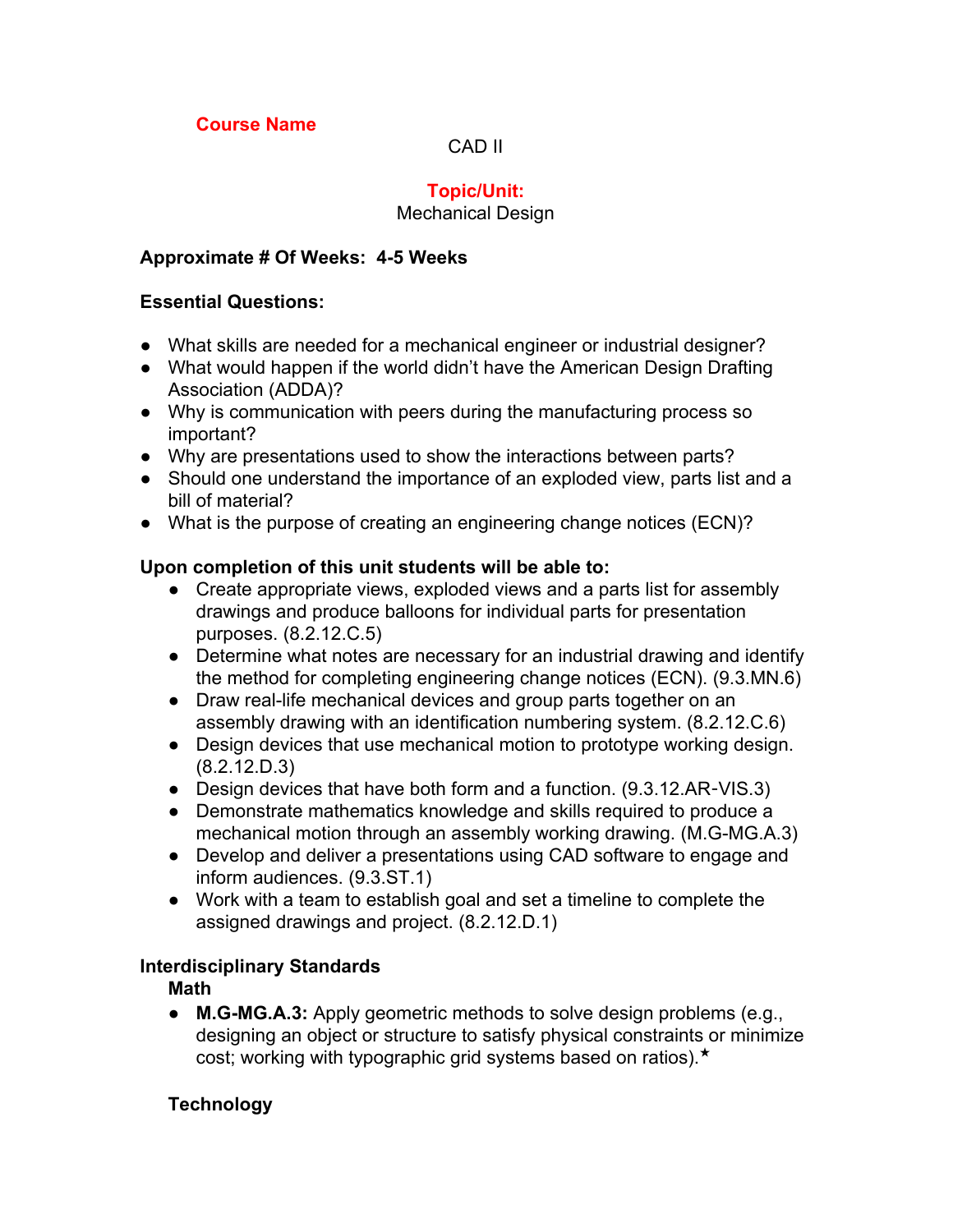**Course Name**

CAD II

**Topic/Unit:**

Mechanical Design

**Approximate # Of Weeks: 4-5 Weeks**

**Essential Questions:**

- What skills are needed for a mechanical engineer or industrial designer?
- What would happen if the world didn't have the American Design Drafting Association (ADDA)?
- Why is communication with peers during the manufacturing process so important?
- Why are presentations used to show the interactions between parts?
- Should one understand the importance of an exploded view, parts list and a bill of material?
- What is the purpose of creating an engineering change notices (ECN)?

**Upon completion of this unit students will be able to:**

- Create appropriate views, exploded views and a parts list for assembly drawings and produce balloons for individual parts for presentation purposes. (8.2.12.C.5)
- Determine what notes are necessary for an industrial drawing and identify the method for completing engineering change notices (ECN). (9.3.MN.6)
- Draw real-life mechanical devices and group parts together on an assembly drawing with an identification numbering system. (8.2.12.C.6)
- Design devices that use mechanical motion to prototype working design. (8.2.12.D.3)
- Design devices that have both form and a function. (9.3.12.AR-VIS.3)
- Demonstrate mathematics knowledge and skills required to produce a mechanical motion through an assembly working drawing. (M.G-MG.A.3)
- Develop and deliver a presentations using CAD software to engage and inform audiences. (9.3.ST.1)
- Work with a team to establish goal and set a timeline to complete the assigned drawings and project. (8.2.12.D.1)

**Interdisciplinary Standards**

**Math**

- **M.G-MG.A.3:** Apply geometric methods to solve design problems (e.g., designing an object or structure to satisfy physical constraints or minimize cost; working with typographic grid systems based on ratios).★

**Technology**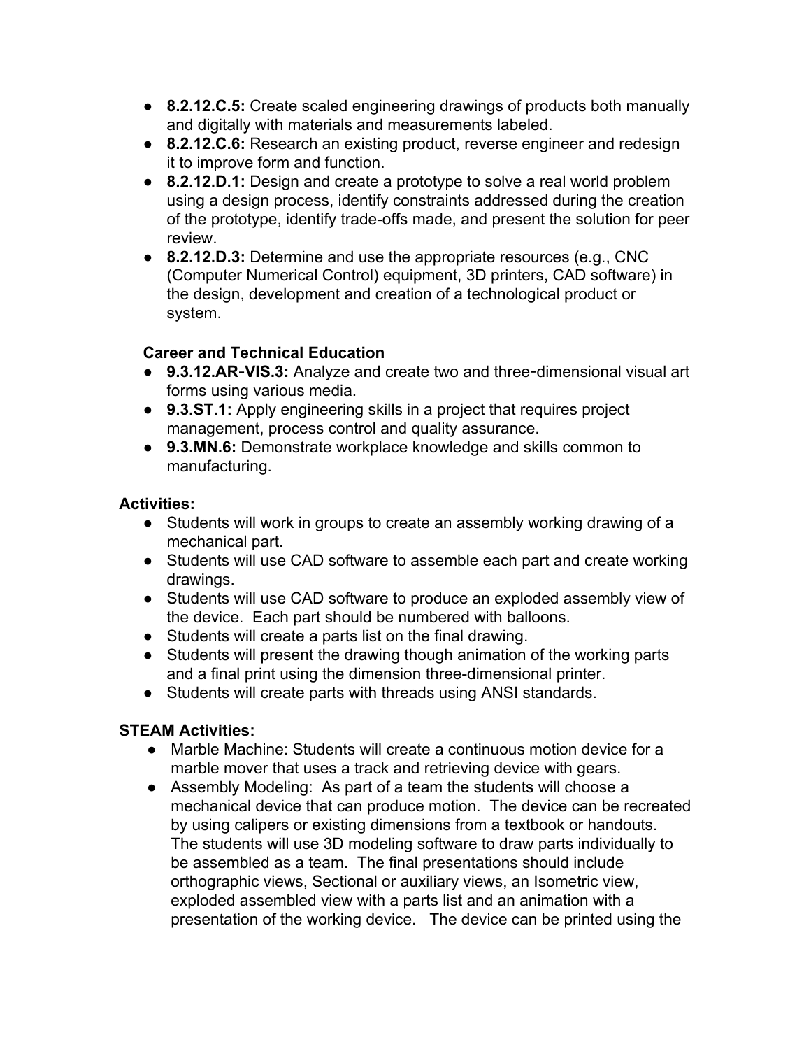- **8.2.12.C.5:** Create scaled engineering drawings of products both manually and digitally with materials and measurements labeled.
- **8.2.12.C.6:** Research an existing product, reverse engineer and redesign it to improve form and function.
- **8.2.12.D.1:** Design and create a prototype to solve a real world problem using a design process, identify constraints addressed during the creation of the prototype, identify trade-offs made, and present the solution for peer review.
- **8.2.12.D.3:** Determine and use the appropriate resources (e.g., CNC (Computer Numerical Control) equipment, 3D printers, CAD software) in the design, development and creation of a technological product or system.

**Career and Technical Education**

- **9.3.12.AR-VIS.3:** Analyze and create two and three-dimensional visual art forms using various media.
- **9.3.ST.1:** Apply engineering skills in a project that requires project management, process control and quality assurance.
- **9.3.MN.6:** Demonstrate workplace knowledge and skills common to manufacturing.

**Activities:**

- Students will work in groups to create an assembly working drawing of a mechanical part.
- Students will use CAD software to assemble each part and create working drawings.
- Students will use CAD software to produce an exploded assembly view of the device. Each part should be numbered with balloons.
- Students will create a parts list on the final drawing.
- Students will present the drawing though animation of the working parts and a final print using the dimension three-dimensional printer.
- Students will create parts with threads using ANSI standards.

**STEAM Activities:**

- Marble Machine: Students will create a continuous motion device for a marble mover that uses a track and retrieving device with gears.
- Assembly Modeling: As part of a team the students will choose a mechanical device that can produce motion. The device can be recreated by using calipers or existing dimensions from a textbook or handouts. The students will use 3D modeling software to draw parts individually to be assembled as a team. The final presentations should include orthographic views, Sectional or auxiliary views, an Isometric view, exploded assembled view with a parts list and an animation with a presentation of the working device. The device can be printed using the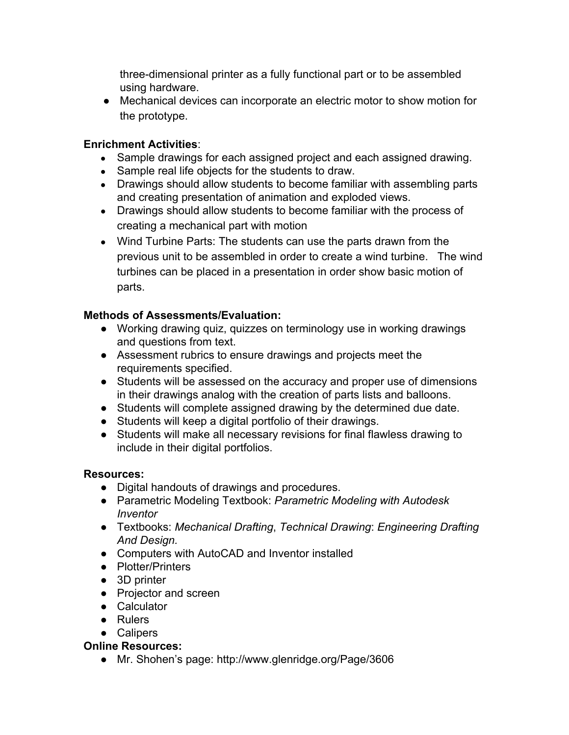three-dimensional printer as a fully functional part or to be assembled using hardware.

- Mechanical devices can incorporate an electric motor to show motion for the prototype.

**Enrichment Activities**:

- Sample drawings for each assigned project and each assigned drawing.
- Sample real life objects for the students to draw.
- Drawings should allow students to become familiar with assembling parts and creating presentation of animation and exploded views.
- Drawings should allow students to become familiar with the process of creating a mechanical part with motion
- Wind Turbine Parts: The students can use the parts drawn from the previous unit to be assembled in order to create a wind turbine. The wind turbines can be placed in a presentation in order show basic motion of parts.

**Methods of Assessments/Evaluation:**

- Working drawing quiz, quizzes on terminology use in working drawings and questions from text.
- Assessment rubrics to ensure drawings and projects meet the requirements specified.
- Students will be assessed on the accuracy and proper use of dimensions in their drawings analog with the creation of parts lists and balloons.
- Students will complete assigned drawing by the determined due date.
- Students will keep a digital portfolio of their drawings.
- Students will make all necessary revisions for final flawless drawing to include in their digital portfolios.

**Resources:**

- Digital handouts of drawings and procedures.
- Parametric Modeling Textbook: *Parametric Modeling with Autodesk Inventor*
- Textbooks: *Mechanical Drafting*, *Technical Drawing*: *Engineering Drafting And Design.*
- Computers with AutoCAD and Inventor installed
- Plotter/Printers
- 3D printer
- Projector and screen
- Calculator
- Rulers
- Calipers

**Online Resources:**

- Mr. Shohen's page: http://www.glenridge.org/Page/3606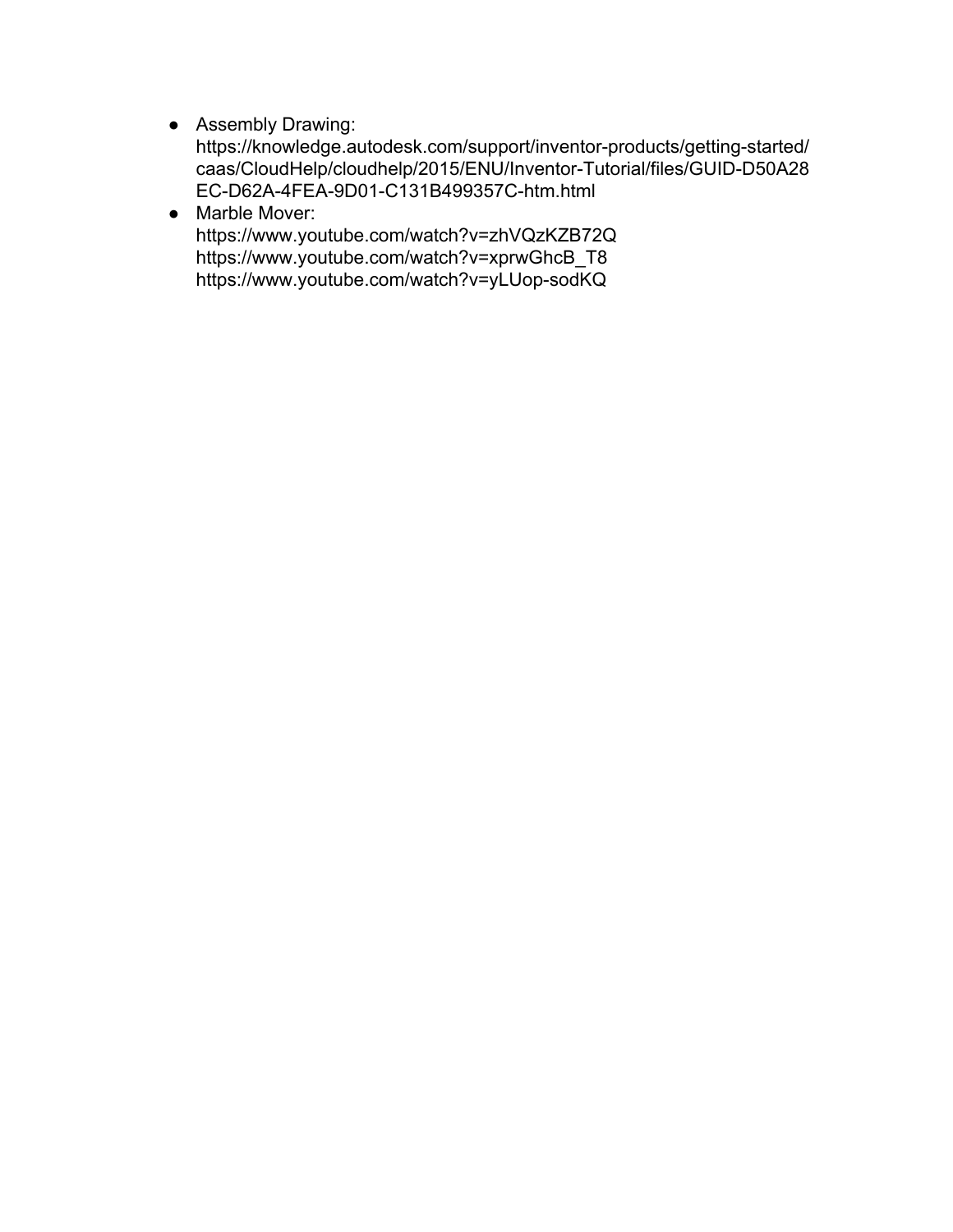- Assembly Drawing:
  https://knowledge.autodesk.com/support/inventor-products/getting-started/caas/CloudHelp/cloudhelp/2015/ENU/Inventor-Tutorial/files/GUID-D50A28EC-D62A-4FEA-9D01-C131B499357C-htm.html
- Marble Mover:
  https://www.youtube.com/watch?v=zhVQzKZB72Q
  https://www.youtube.com/watch?v=xprwGhcB_T8
  https://www.youtube.com/watch?v=yLUop-sodKQ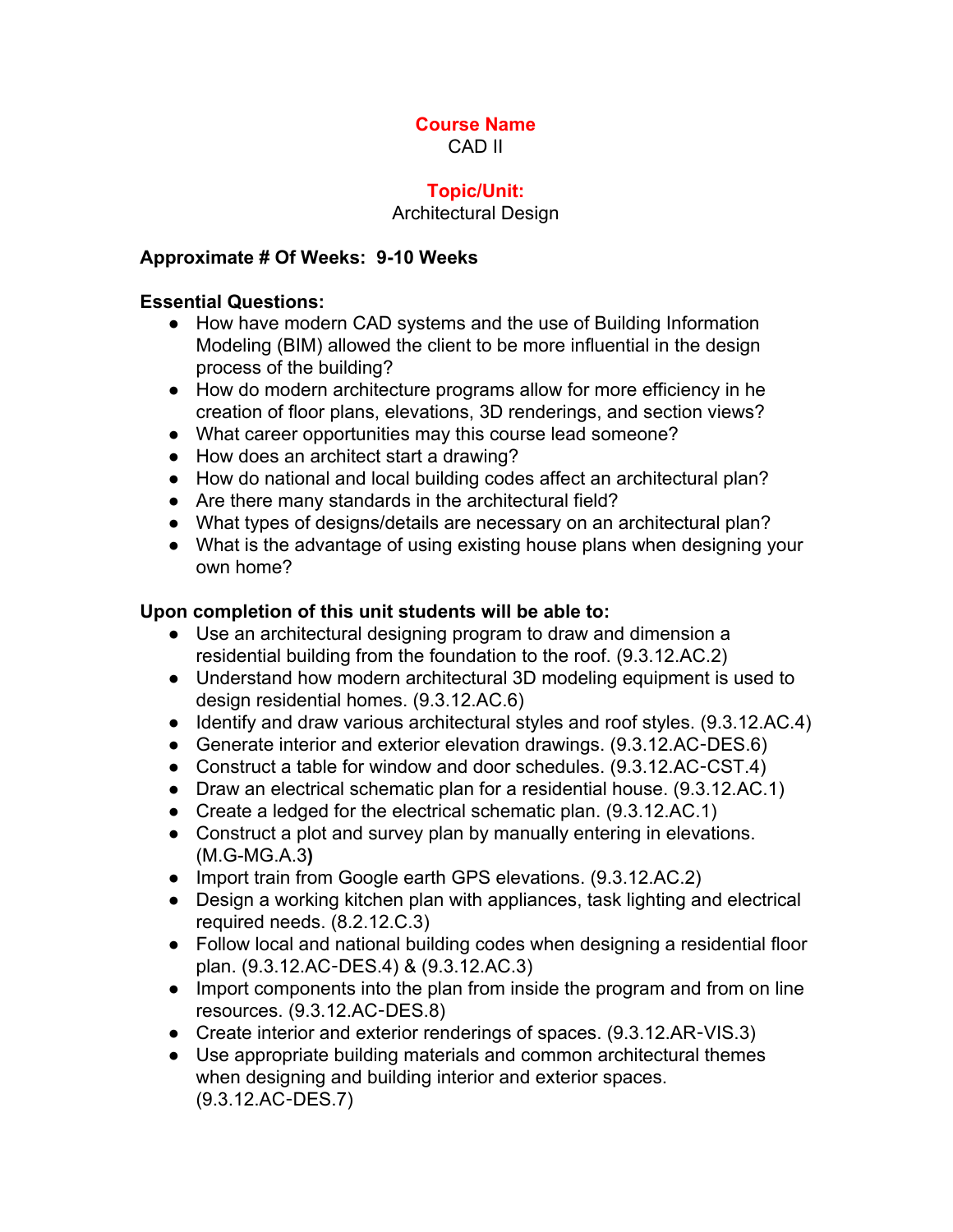**Course Name**
CAD II

**Topic/Unit:**
Architectural Design

**Approximate # Of Weeks: 9-10 Weeks**

**Essential Questions:**

- How have modern CAD systems and the use of Building Information Modeling (BIM) allowed the client to be more influential in the design process of the building?
- How do modern architecture programs allow for more efficiency in he creation of floor plans, elevations, 3D renderings, and section views?
- What career opportunities may this course lead someone?
- How does an architect start a drawing?
- How do national and local building codes affect an architectural plan?
- Are there many standards in the architectural field?
- What types of designs/details are necessary on an architectural plan?
- What is the advantage of using existing house plans when designing your own home?

**Upon completion of this unit students will be able to:**

- Use an architectural designing program to draw and dimension a residential building from the foundation to the roof. (9.3.12.AC.2)
- Understand how modern architectural 3D modeling equipment is used to design residential homes. (9.3.12.AC.6)
- Identify and draw various architectural styles and roof styles. (9.3.12.AC.4)
- Generate interior and exterior elevation drawings. (9.3.12.AC-DES.6)
- Construct a table for window and door schedules. (9.3.12.AC-CST.4)
- Draw an electrical schematic plan for a residential house. (9.3.12.AC.1)
- Create a ledged for the electrical schematic plan. (9.3.12.AC.1)
- Construct a plot and survey plan by manually entering in elevations. (M.G-MG.A.3**)**
- Import train from Google earth GPS elevations. (9.3.12.AC.2)
- Design a working kitchen plan with appliances, task lighting and electrical required needs. (8.2.12.C.3)
- Follow local and national building codes when designing a residential floor plan. (9.3.12.AC-DES.4) & (9.3.12.AC.3)
- Import components into the plan from inside the program and from on line resources. (9.3.12.AC-DES.8)
- Create interior and exterior renderings of spaces. (9.3.12.AR-VIS.3)
- Use appropriate building materials and common architectural themes when designing and building interior and exterior spaces. (9.3.12.AC-DES.7)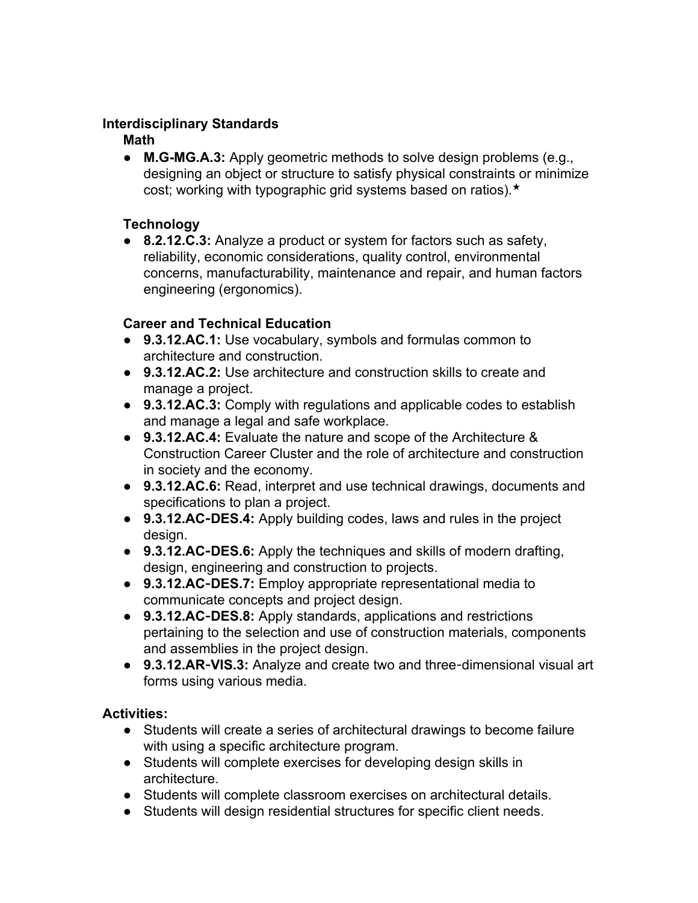**Interdisciplinary Standards**

**Math**

- **M.G-MG.A.3:** Apply geometric methods to solve design problems (e.g., designing an object or structure to satisfy physical constraints or minimize cost; working with typographic grid systems based on ratios).★

**Technology**

- **8.2.12.C.3:** Analyze a product or system for factors such as safety, reliability, economic considerations, quality control, environmental concerns, manufacturability, maintenance and repair, and human factors engineering (ergonomics).

**Career and Technical Education**

- **9.3.12.AC.1:** Use vocabulary, symbols and formulas common to architecture and construction.
- **9.3.12.AC.2:** Use architecture and construction skills to create and manage a project.
- **9.3.12.AC.3:** Comply with regulations and applicable codes to establish and manage a legal and safe workplace.
- **9.3.12.AC.4:** Evaluate the nature and scope of the Architecture & Construction Career Cluster and the role of architecture and construction in society and the economy.
- **9.3.12.AC.6:** Read, interpret and use technical drawings, documents and specifications to plan a project.
- **9.3.12.AC-DES.4:** Apply building codes, laws and rules in the project design.
- **9.3.12.AC-DES.6:** Apply the techniques and skills of modern drafting, design, engineering and construction to projects.
- **9.3.12.AC-DES.7:** Employ appropriate representational media to communicate concepts and project design.
- **9.3.12.AC-DES.8:** Apply standards, applications and restrictions pertaining to the selection and use of construction materials, components and assemblies in the project design.
- **9.3.12.AR-VIS.3:** Analyze and create two and three-dimensional visual art forms using various media.

**Activities:**

- Students will create a series of architectural drawings to become failure with using a specific architecture program.
- Students will complete exercises for developing design skills in architecture.
- Students will complete classroom exercises on architectural details.
- Students will design residential structures for specific client needs.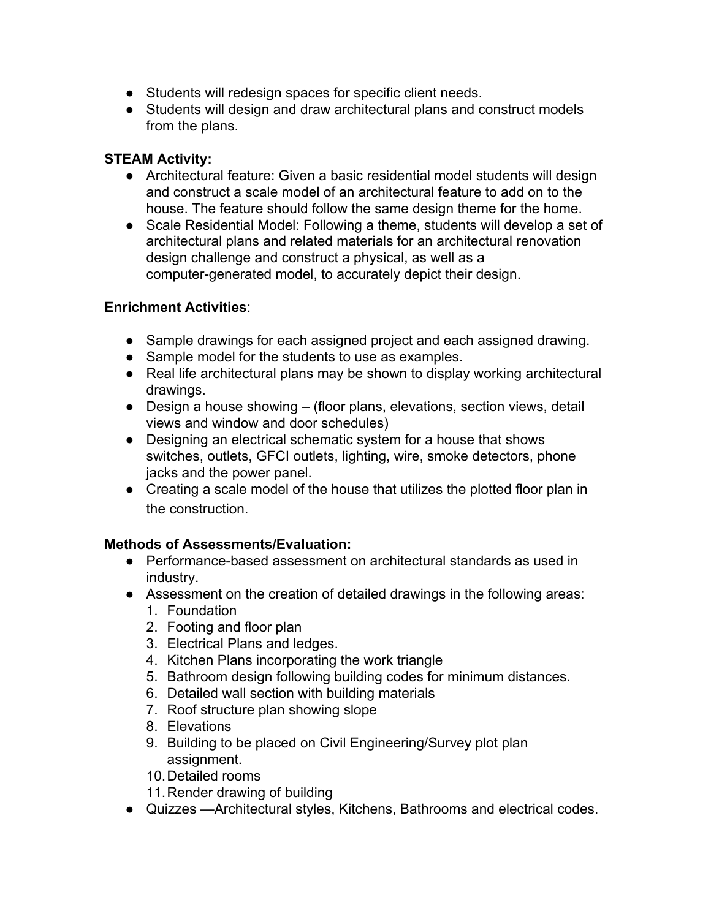- Students will redesign spaces for specific client needs.
- Students will design and draw architectural plans and construct models from the plans.

**STEAM Activity:**

- Architectural feature: Given a basic residential model students will design and construct a scale model of an architectural feature to add on to the house. The feature should follow the same design theme for the home.
- Scale Residential Model: Following a theme, students will develop a set of architectural plans and related materials for an architectural renovation design challenge and construct a physical, as well as a computer-generated model, to accurately depict their design.

**Enrichment Activities**:

- Sample drawings for each assigned project and each assigned drawing.
- Sample model for the students to use as examples.
- Real life architectural plans may be shown to display working architectural drawings.
- Design a house showing – (floor plans, elevations, section views, detail views and window and door schedules)
- Designing an electrical schematic system for a house that shows switches, outlets, GFCI outlets, lighting, wire, smoke detectors, phone jacks and the power panel.
- Creating a scale model of the house that utilizes the plotted floor plan in the construction.

**Methods of Assessments/Evaluation:**

- Performance-based assessment on architectural standards as used in industry.
- Assessment on the creation of detailed drawings in the following areas:
  1. Foundation
  2. Footing and floor plan
  3. Electrical Plans and ledges.
  4. Kitchen Plans incorporating the work triangle
  5. Bathroom design following building codes for minimum distances.
  6. Detailed wall section with building materials
  7. Roof structure plan showing slope
  8. Elevations
  9. Building to be placed on Civil Engineering/Survey plot plan assignment.
  10. Detailed rooms
  11. Render drawing of building
- Quizzes —Architectural styles, Kitchens, Bathrooms and electrical codes.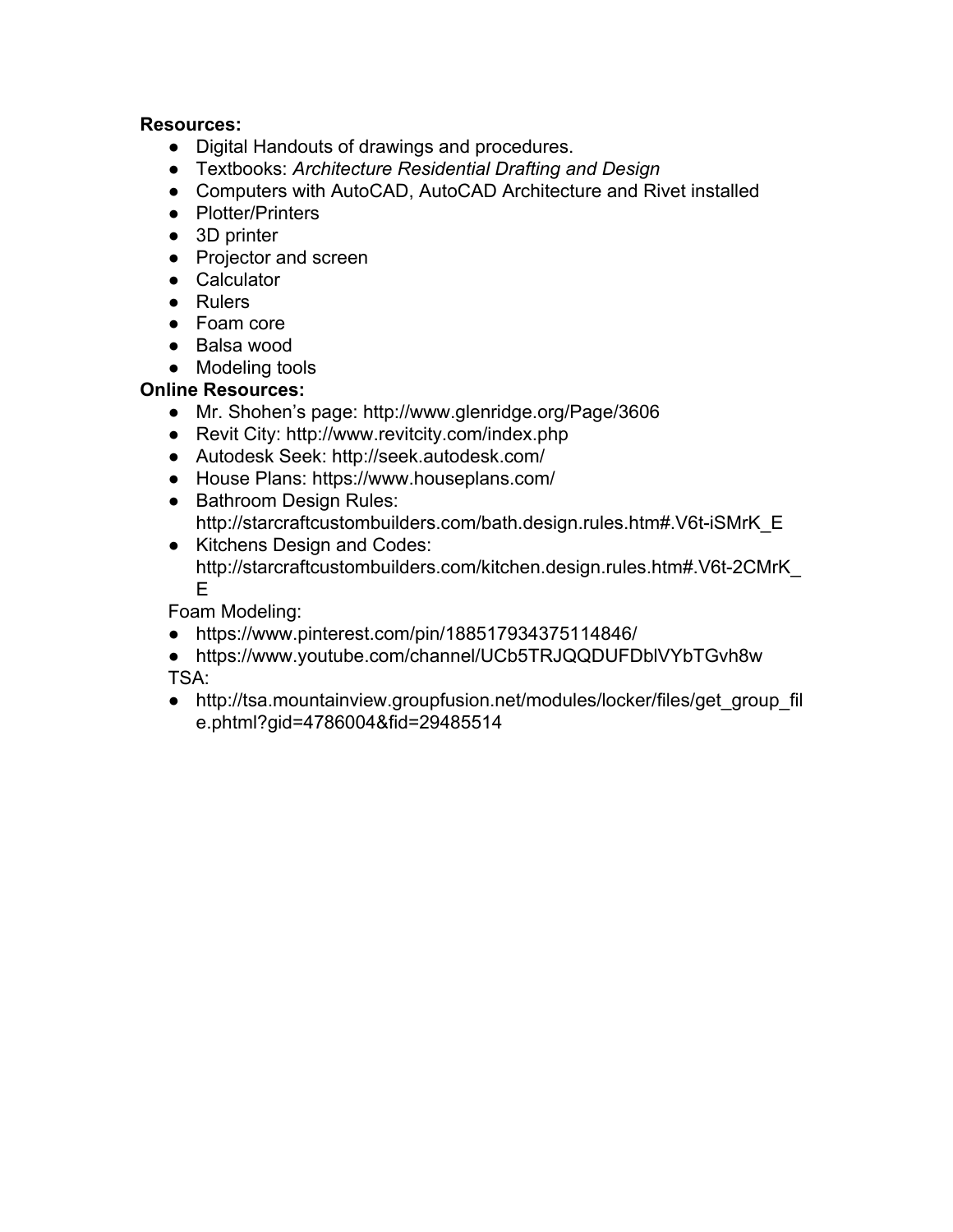**Resources:**

- Digital Handouts of drawings and procedures.
- Textbooks: *Architecture Residential Drafting and Design*
- Computers with AutoCAD, AutoCAD Architecture and Rivet installed
- Plotter/Printers
- 3D printer
- Projector and screen
- Calculator
- Rulers
- Foam core
- Balsa wood
- Modeling tools

**Online Resources:**

- Mr. Shohen's page: http://www.glenridge.org/Page/3606
- Revit City: http://www.revitcity.com/index.php
- Autodesk Seek: http://seek.autodesk.com/
- House Plans: https://www.houseplans.com/
- Bathroom Design Rules: http://starcraftcustombuilders.com/bath.design.rules.htm#.V6t-iSMrK_E
- Kitchens Design and Codes: http://starcraftcustombuilders.com/kitchen.design.rules.htm#.V6t-2CMrK_E

Foam Modeling:

- https://www.pinterest.com/pin/188517934375114846/
- https://www.youtube.com/channel/UCb5TRJQQDUFDblVYbTGvh8w

TSA:

- http://tsa.mountainview.groupfusion.net/modules/locker/files/get_group_file.phtml?gid=4786004&fid=29485514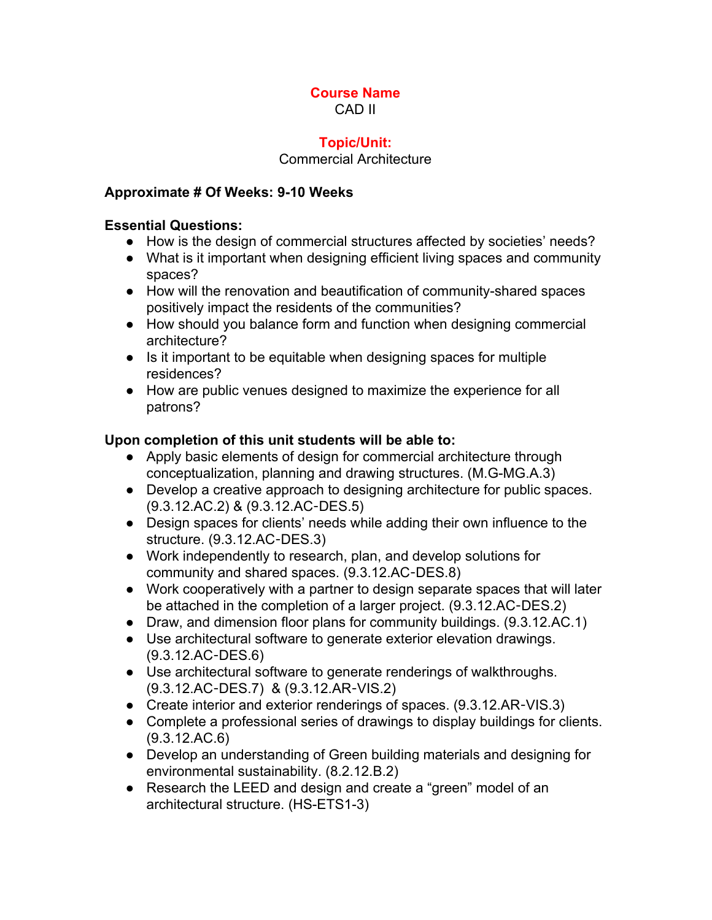**Course Name**
CAD II

**Topic/Unit:**
Commercial Architecture

**Approximate # Of Weeks: 9-10 Weeks**

**Essential Questions:**

- How is the design of commercial structures affected by societies' needs?
- What is it important when designing efficient living spaces and community spaces?
- How will the renovation and beautification of community-shared spaces positively impact the residents of the communities?
- How should you balance form and function when designing commercial architecture?
- Is it important to be equitable when designing spaces for multiple residences?
- How are public venues designed to maximize the experience for all patrons?

**Upon completion of this unit students will be able to:**

- Apply basic elements of design for commercial architecture through conceptualization, planning and drawing structures. (M.G-MG.A.3)
- Develop a creative approach to designing architecture for public spaces. (9.3.12.AC.2) & (9.3.12.AC-DES.5)
- Design spaces for clients' needs while adding their own influence to the structure. (9.3.12.AC-DES.3)
- Work independently to research, plan, and develop solutions for community and shared spaces. (9.3.12.AC-DES.8)
- Work cooperatively with a partner to design separate spaces that will later be attached in the completion of a larger project. (9.3.12.AC-DES.2)
- Draw, and dimension floor plans for community buildings. (9.3.12.AC.1)
- Use architectural software to generate exterior elevation drawings. (9.3.12.AC-DES.6)
- Use architectural software to generate renderings of walkthroughs. (9.3.12.AC-DES.7) & (9.3.12.AR-VIS.2)
- Create interior and exterior renderings of spaces. (9.3.12.AR-VIS.3)
- Complete a professional series of drawings to display buildings for clients. (9.3.12.AC.6)
- Develop an understanding of Green building materials and designing for environmental sustainability. (8.2.12.B.2)
- Research the LEED and design and create a "green" model of an architectural structure. (HS-ETS1-3)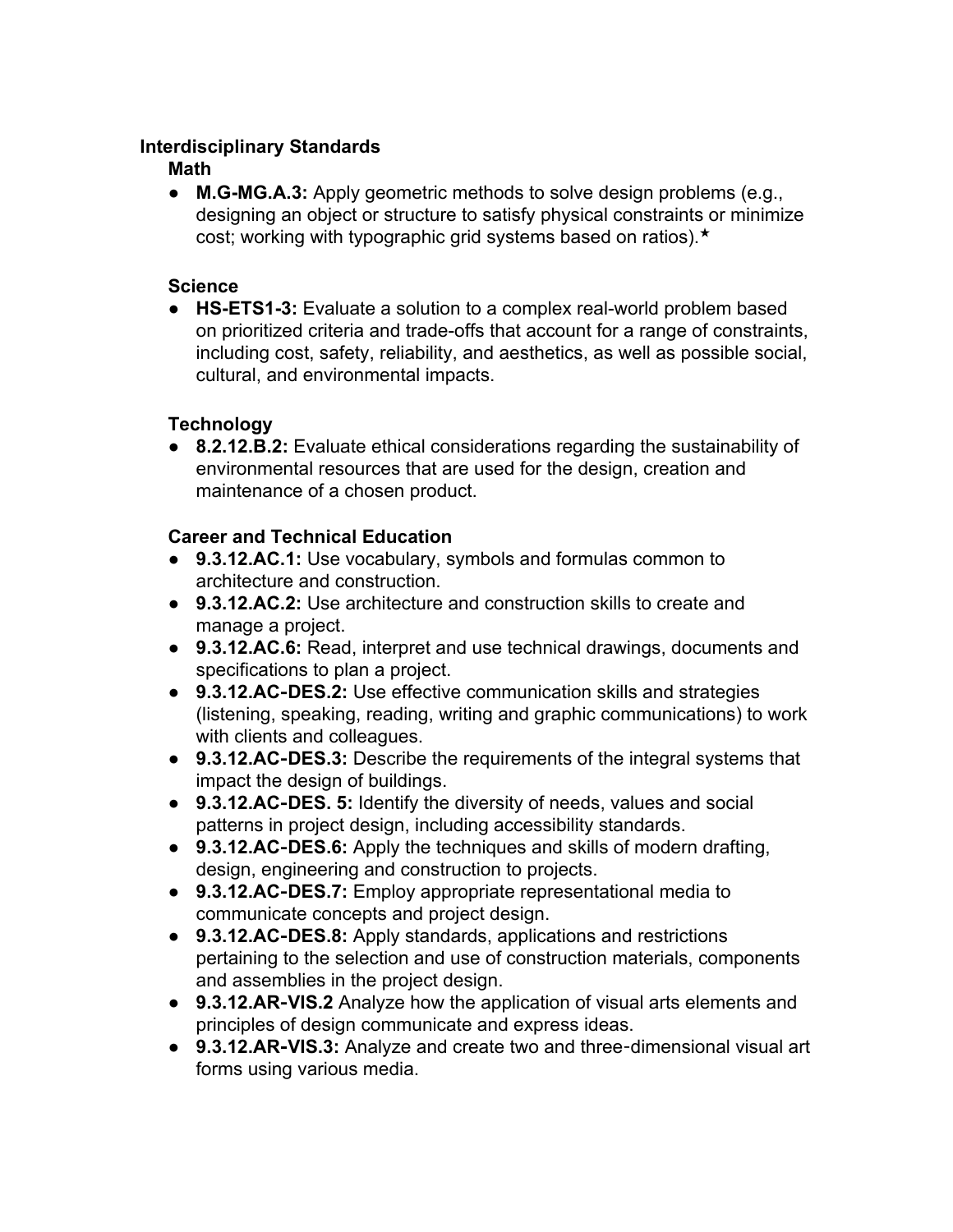**Interdisciplinary Standards**

**Math**

- **M.G-MG.A.3:** Apply geometric methods to solve design problems (e.g., designing an object or structure to satisfy physical constraints or minimize cost; working with typographic grid systems based on ratios).★

**Science**

- **HS-ETS1-3:** Evaluate a solution to a complex real-world problem based on prioritized criteria and trade-offs that account for a range of constraints, including cost, safety, reliability, and aesthetics, as well as possible social, cultural, and environmental impacts.

**Technology**

- **8.2.12.B.2:** Evaluate ethical considerations regarding the sustainability of environmental resources that are used for the design, creation and maintenance of a chosen product.

**Career and Technical Education**

- **9.3.12.AC.1:** Use vocabulary, symbols and formulas common to architecture and construction.
- **9.3.12.AC.2:** Use architecture and construction skills to create and manage a project.
- **9.3.12.AC.6:** Read, interpret and use technical drawings, documents and specifications to plan a project.
- **9.3.12.AC-DES.2:** Use effective communication skills and strategies (listening, speaking, reading, writing and graphic communications) to work with clients and colleagues.
- **9.3.12.AC-DES.3:** Describe the requirements of the integral systems that impact the design of buildings.
- **9.3.12.AC-DES. 5:** Identify the diversity of needs, values and social patterns in project design, including accessibility standards.
- **9.3.12.AC-DES.6:** Apply the techniques and skills of modern drafting, design, engineering and construction to projects.
- **9.3.12.AC-DES.7:** Employ appropriate representational media to communicate concepts and project design.
- **9.3.12.AC-DES.8:** Apply standards, applications and restrictions pertaining to the selection and use of construction materials, components and assemblies in the project design.
- **9.3.12.AR-VIS.2** Analyze how the application of visual arts elements and principles of design communicate and express ideas.
- **9.3.12.AR-VIS.3:** Analyze and create two and three-dimensional visual art forms using various media.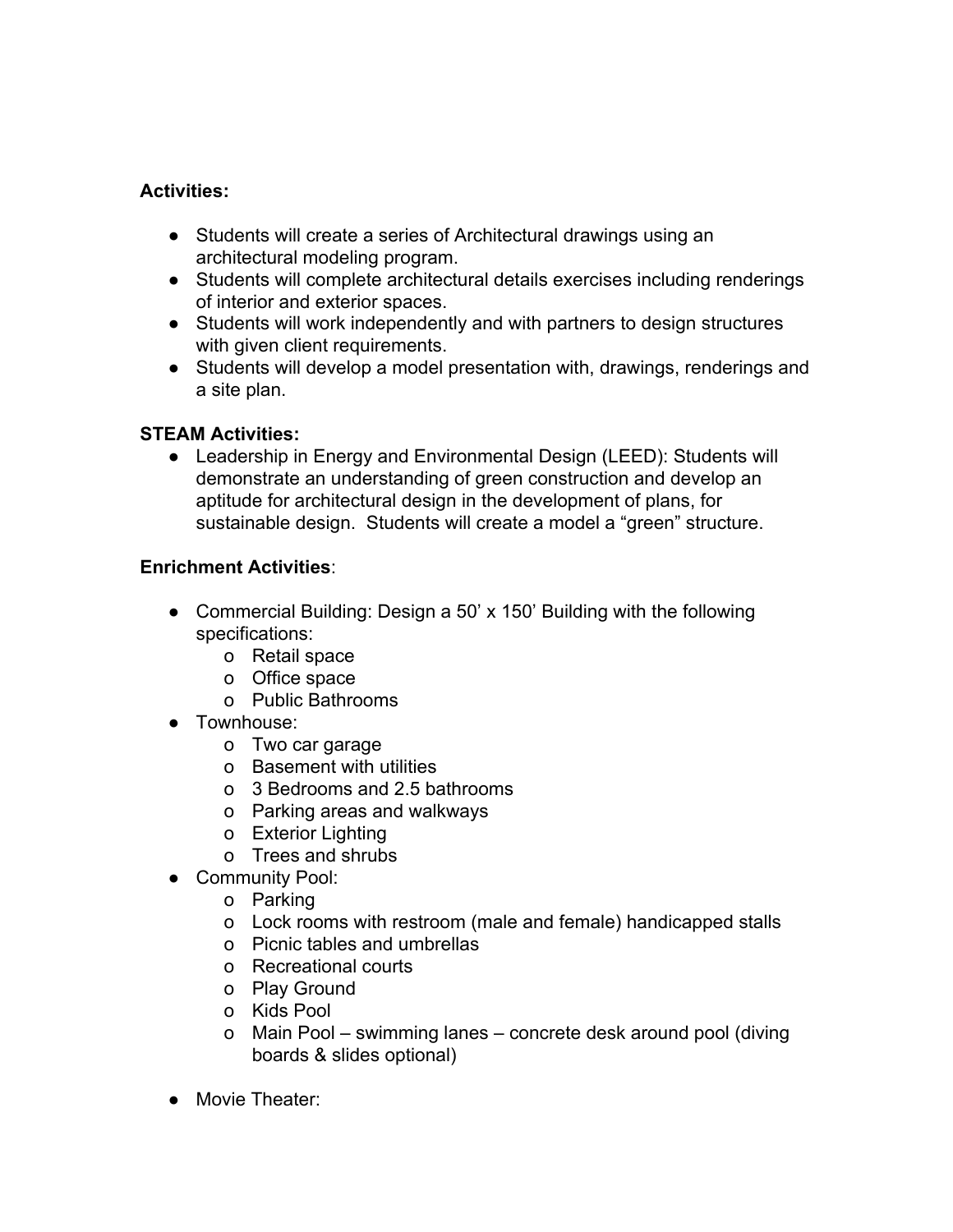**Activities:**

- Students will create a series of Architectural drawings using an architectural modeling program.
- Students will complete architectural details exercises including renderings of interior and exterior spaces.
- Students will work independently and with partners to design structures with given client requirements.
- Students will develop a model presentation with, drawings, renderings and a site plan.

**STEAM Activities:**

- Leadership in Energy and Environmental Design (LEED): Students will demonstrate an understanding of green construction and develop an aptitude for architectural design in the development of plans, for sustainable design. Students will create a model a "green" structure.

**Enrichment Activities**:

- Commercial Building: Design a 50' x 150' Building with the following specifications:
  - Retail space
  - Office space
  - Public Bathrooms
- Townhouse:
  - Two car garage
  - Basement with utilities
  - 3 Bedrooms and 2.5 bathrooms
  - Parking areas and walkways
  - Exterior Lighting
  - Trees and shrubs
- Community Pool:
  - Parking
  - Lock rooms with restroom (male and female) handicapped stalls
  - Picnic tables and umbrellas
  - Recreational courts
  - Play Ground
  - Kids Pool
  - Main Pool – swimming lanes – concrete desk around pool (diving boards & slides optional)
- Movie Theater: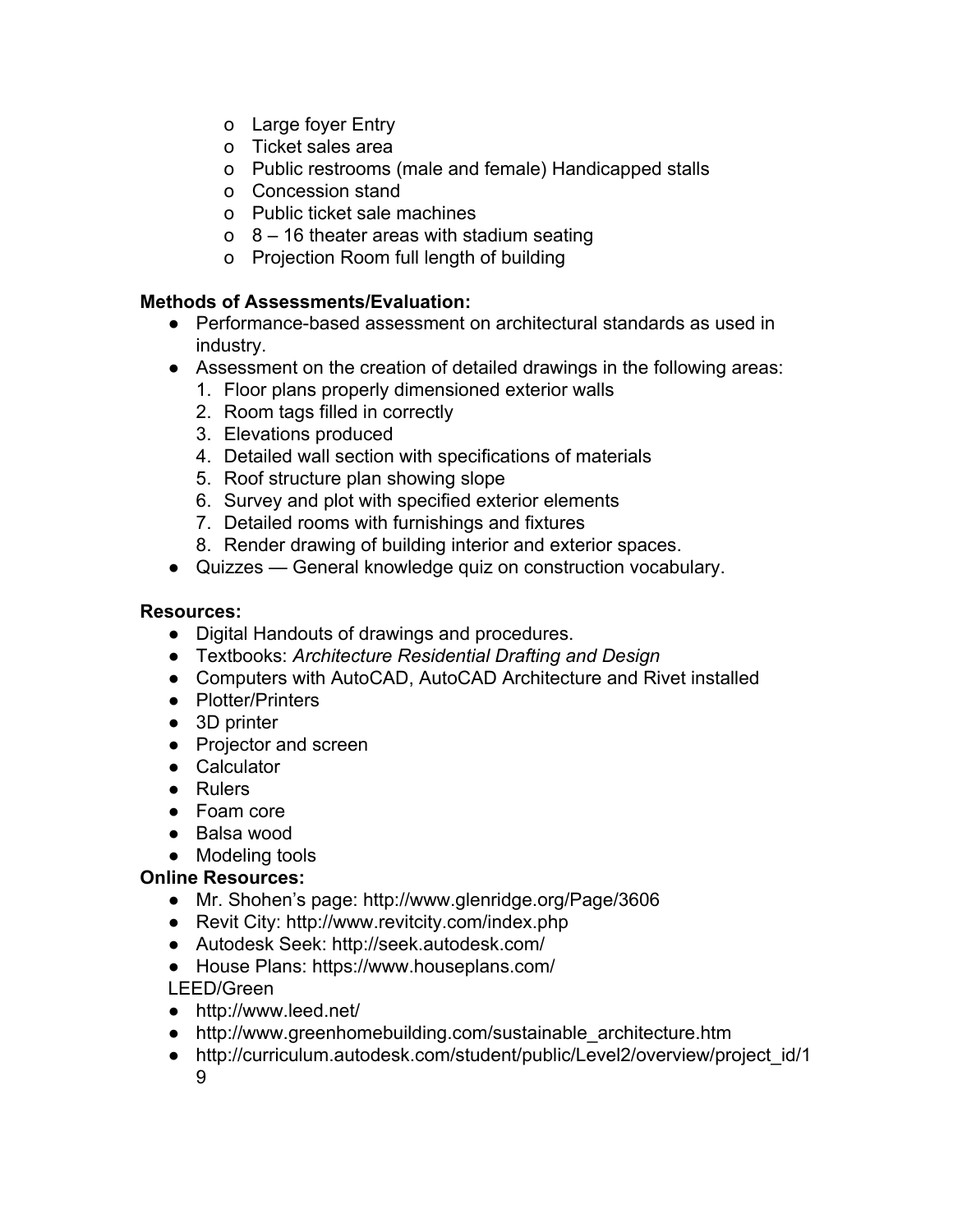- o Large foyer Entry
- o Ticket sales area
- o Public restrooms (male and female) Handicapped stalls
- o Concession stand
- o Public ticket sale machines
- o 8 – 16 theater areas with stadium seating
- o Projection Room full length of building

**Methods of Assessments/Evaluation:**

- Performance-based assessment on architectural standards as used in industry.
- Assessment on the creation of detailed drawings in the following areas:
  1. Floor plans properly dimensioned exterior walls
  2. Room tags filled in correctly
  3. Elevations produced
  4. Detailed wall section with specifications of materials
  5. Roof structure plan showing slope
  6. Survey and plot with specified exterior elements
  7. Detailed rooms with furnishings and fixtures
  8. Render drawing of building interior and exterior spaces.
- Quizzes — General knowledge quiz on construction vocabulary.

**Resources:**

- Digital Handouts of drawings and procedures.
- Textbooks: *Architecture Residential Drafting and Design*
- Computers with AutoCAD, AutoCAD Architecture and Rivet installed
- Plotter/Printers
- 3D printer
- Projector and screen
- Calculator
- Rulers
- Foam core
- Balsa wood
- Modeling tools

**Online Resources:**

- Mr. Shohen's page: http://www.glenridge.org/Page/3606
- Revit City: http://www.revitcity.com/index.php
- Autodesk Seek: http://seek.autodesk.com/
- House Plans: https://www.houseplans.com/

LEED/Green

- http://www.leed.net/
- http://www.greenhomebuilding.com/sustainable_architecture.htm
- http://curriculum.autodesk.com/student/public/Level2/overview/project_id/19